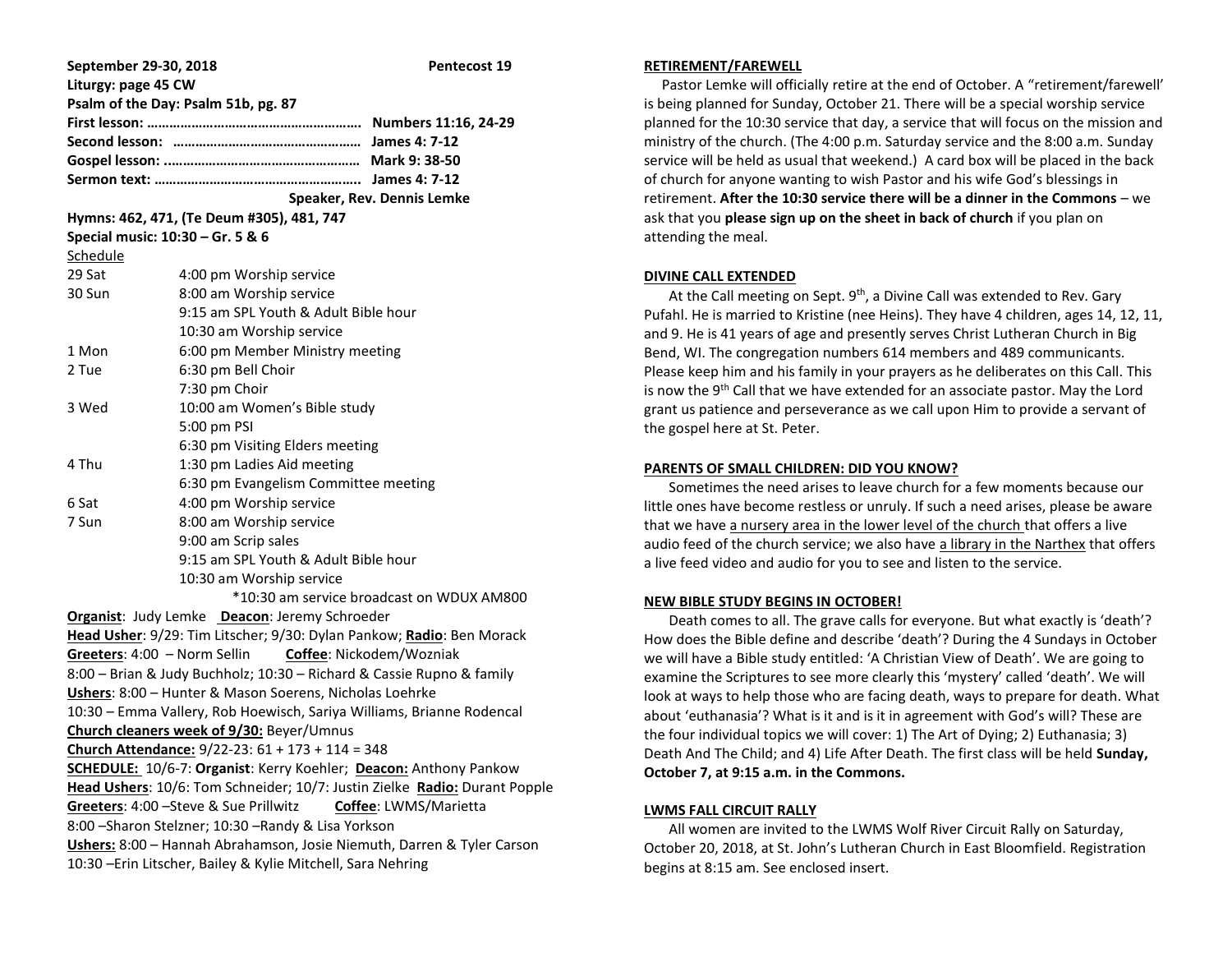**September 29-30, 2018** **Pentecost 19**

**Liturgy: page 45 CW**

**Psalm of the Day: Psalm 51b, pg. 87**

**First lesson: ………………………………………………… Numbers 11:16, 24-29**

**Second lesson: …………………………………………… James 4: 7-12**

**Gospel lesson: …………………………………………… Mark 9: 38-50**

**Sermon text: ……………………………………………… James 4: 7-12**

**Speaker, Rev. Dennis Lemke**

**Hymns: 462, 471, (Te Deum #305), 481, 747**

**Special music: 10:30 – Gr. 5 & 6**

Schedule

| | |
|---|---|
| 29 Sat | 4:00 pm Worship service |
| 30 Sun | 8:00 am Worship service |
| | 9:15 am SPL Youth & Adult Bible hour |
| | 10:30 am Worship service |
| 1 Mon | 6:00 pm Member Ministry meeting |
| 2 Tue | 6:30 pm Bell Choir |
| | 7:30 pm Choir |
| 3 Wed | 10:00 am Women's Bible study |
| | 5:00 pm PSI |
| | 6:30 pm Visiting Elders meeting |
| 4 Thu | 1:30 pm Ladies Aid meeting |
| | 6:30 pm Evangelism Committee meeting |
| 6 Sat | 4:00 pm Worship service |
| 7 Sun | 8:00 am Worship service |
| | 9:00 am Scrip sales |
| | 9:15 am SPL Youth & Adult Bible hour |
| | 10:30 am Worship service |

*10:30 am service broadcast on WDUX AM800

**Organist**: Judy Lemke **Deacon**: Jeremy Schroeder

**Head Usher**: 9/29: Tim Litscher; 9/30: Dylan Pankow; **Radio**: Ben Morack

**Greeters**: 4:00 – Norm Sellin **Coffee**: Nickodem/Wozniak

8:00 – Brian & Judy Buchholz; 10:30 – Richard & Cassie Rupno & family

**Ushers**: 8:00 – Hunter & Mason Soerens, Nicholas Loehrke

10:30 – Emma Vallery, Rob Hoewisch, Sariya Williams, Brianne Rodencal

**Church cleaners week of 9/30:** Beyer/Umnus

**Church Attendance:** 9/22-23: 61 + 173 + 114 = 348

**SCHEDULE:** 10/6-7: **Organist**: Kerry Koehler; **Deacon:** Anthony Pankow

**Head Ushers**: 10/6: Tom Schneider; 10/7: Justin Zielke **Radio:** Durant Popple

**Greeters**: 4:00 –Steve & Sue Prillwitz **Coffee**: LWMS/Marietta

8:00 –Sharon Stelzner; 10:30 –Randy & Lisa Yorkson

**Ushers:** 8:00 – Hannah Abrahamson, Josie Niemuth, Darren & Tyler Carson

10:30 –Erin Litscher, Bailey & Kylie Mitchell, Sara Nehring

## RETIREMENT/FAREWELL

Pastor Lemke will officially retire at the end of October. A "retirement/farewell' is being planned for Sunday, October 21. There will be a special worship service planned for the 10:30 service that day, a service that will focus on the mission and ministry of the church. (The 4:00 p.m. Saturday service and the 8:00 a.m. Sunday service will be held as usual that weekend.) A card box will be placed in the back of church for anyone wanting to wish Pastor and his wife God's blessings in retirement. **After the 10:30 service there will be a dinner in the Commons** – we ask that you **please sign up on the sheet in back of church** if you plan on attending the meal.

## DIVINE CALL EXTENDED

At the Call meeting on Sept. 9th, a Divine Call was extended to Rev. Gary Pufahl. He is married to Kristine (nee Heins). They have 4 children, ages 14, 12, 11, and 9. He is 41 years of age and presently serves Christ Lutheran Church in Big Bend, WI. The congregation numbers 614 members and 489 communicants. Please keep him and his family in your prayers as he deliberates on this Call. This is now the 9th Call that we have extended for an associate pastor. May the Lord grant us patience and perseverance as we call upon Him to provide a servant of the gospel here at St. Peter.

## PARENTS OF SMALL CHILDREN: DID YOU KNOW?

Sometimes the need arises to leave church for a few moments because our little ones have become restless or unruly. If such a need arises, please be aware that we have a nursery area in the lower level of the church that offers a live audio feed of the church service; we also have a library in the Narthex that offers a live feed video and audio for you to see and listen to the service.

## NEW BIBLE STUDY BEGINS IN OCTOBER!

Death comes to all. The grave calls for everyone. But what exactly is 'death'? How does the Bible define and describe 'death'? During the 4 Sundays in October we will have a Bible study entitled: 'A Christian View of Death'. We are going to examine the Scriptures to see more clearly this 'mystery' called 'death'. We will look at ways to help those who are facing death, ways to prepare for death. What about 'euthanasia'? What is it and is it in agreement with God's will? These are the four individual topics we will cover: 1) The Art of Dying; 2) Euthanasia; 3) Death And The Child; and 4) Life After Death. The first class will be held **Sunday, October 7, at 9:15 a.m. in the Commons.**

## LWMS FALL CIRCUIT RALLY

All women are invited to the LWMS Wolf River Circuit Rally on Saturday, October 20, 2018, at St. John's Lutheran Church in East Bloomfield. Registration begins at 8:15 am. See enclosed insert.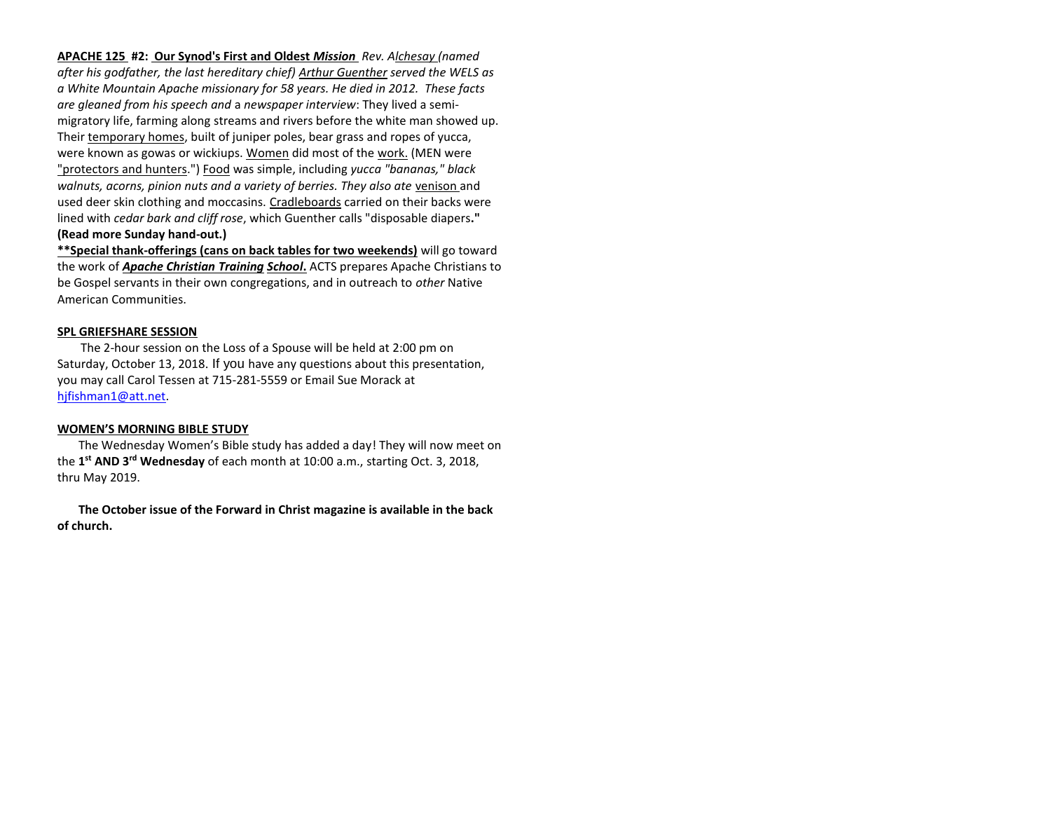**<u>APACHE 125</u> #2: <u>Our Synod's First and Oldest *Mission*</u>** *Rev. A<u>lchesay</u> (named after his godfather, the last hereditary chief) <u>Arthur Guenther</u> served the WELS as a White Mountain Apache missionary for 58 years. He died in 2012. These facts are gleaned from his speech and* a *newspaper interview*: They lived a semi-migratory life, farming along streams and rivers before the white man showed up. Their <u>temporary homes</u>, built of juniper poles, bear grass and ropes of yucca, were known as gowas or wickiups. <u>Women</u> did most of the <u>work.</u> (MEN were <u>"protectors and hunters</u>.") <u>Food</u> was simple, including *yucca "bananas," black walnuts, acorns, pinion nuts and a variety of berries. They also ate* <u>venison</u> and used deer skin clothing and moccasins. <u>Cradleboards</u> carried on their backs were lined with *cedar bark and cliff rose*, which Guenther calls "disposable diapers**."** **(Read more Sunday hand-out.)**

**<u>**Special thank-offerings (cans on back tables for two weekends)</u>** will go toward the work of ***<u>Apache Christian Training</u> <u>School</u>*.** ACTS prepares Apache Christians to be Gospel servants in their own congregations, and in outreach to *other* Native American Communities.

**<u>SPL GRIEFSHARE SESSION</u>**

The 2-hour session on the Loss of a Spouse will be held at 2:00 pm on Saturday, October 13, 2018. If you have any questions about this presentation, you may call Carol Tessen at 715-281-5559 or Email Sue Morack at hjfishman1@att.net.

**<u>WOMEN'S MORNING BIBLE STUDY</u>**

The Wednesday Women's Bible study has added a day! They will now meet on the **1st AND 3rd Wednesday** of each month at 10:00 a.m., starting Oct. 3, 2018, thru May 2019.

**The October issue of the Forward in Christ magazine is available in the back of church.**